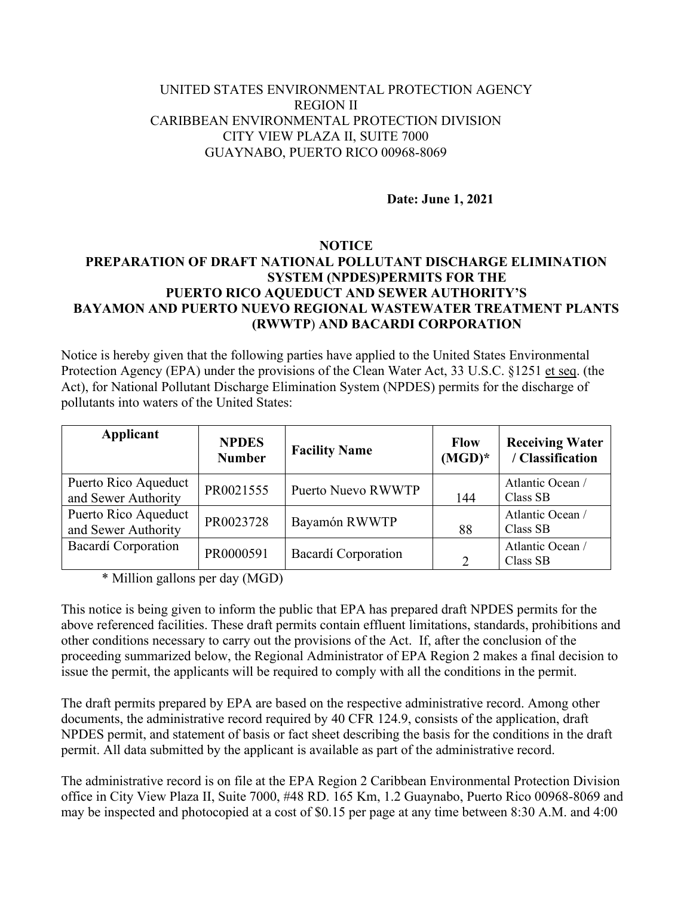UNITED STATES ENVIRONMENTAL PROTECTION AGENCY
REGION II
CARIBBEAN ENVIRONMENTAL PROTECTION DIVISION
CITY VIEW PLAZA II, SUITE 7000
GUAYNABO, PUERTO RICO 00968-8069

**Date: June 1, 2021**

# NOTICE
## PREPARATION OF DRAFT NATIONAL POLLUTANT DISCHARGE ELIMINATION SYSTEM (NPDES)PERMITS FOR THE PUERTO RICO AQUEDUCT AND SEWER AUTHORITY'S BAYAMON AND PUERTO NUEVO REGIONAL WASTEWATER TREATMENT PLANTS (RWWTP) AND BACARDI CORPORATION

Notice is hereby given that the following parties have applied to the United States Environmental Protection Agency (EPA) under the provisions of the Clean Water Act, 33 U.S.C. §1251 et seq. (the Act), for National Pollutant Discharge Elimination System (NPDES) permits for the discharge of pollutants into waters of the United States:

| Applicant | NPDES Number | Facility Name | Flow (MGD)* | Receiving Water / Classification |
|---|---|---|---|---|
| Puerto Rico Aqueduct and Sewer Authority | PR0021555 | Puerto Nuevo RWWTP | 144 | Atlantic Ocean / Class SB |
| Puerto Rico Aqueduct and Sewer Authority | PR0023728 | Bayamón RWWTP | 88 | Atlantic Ocean / Class SB |
| Bacardí Corporation | PR0000591 | Bacardí Corporation | 2 | Atlantic Ocean / Class SB |

* Million gallons per day (MGD)

This notice is being given to inform the public that EPA has prepared draft NPDES permits for the above referenced facilities. These draft permits contain effluent limitations, standards, prohibitions and other conditions necessary to carry out the provisions of the Act. If, after the conclusion of the proceeding summarized below, the Regional Administrator of EPA Region 2 makes a final decision to issue the permit, the applicants will be required to comply with all the conditions in the permit.

The draft permits prepared by EPA are based on the respective administrative record. Among other documents, the administrative record required by 40 CFR 124.9, consists of the application, draft NPDES permit, and statement of basis or fact sheet describing the basis for the conditions in the draft permit. All data submitted by the applicant is available as part of the administrative record.

The administrative record is on file at the EPA Region 2 Caribbean Environmental Protection Division office in City View Plaza II, Suite 7000, #48 RD. 165 Km, 1.2 Guaynabo, Puerto Rico 00968-8069 and may be inspected and photocopied at a cost of $0.15 per page at any time between 8:30 A.M. and 4:00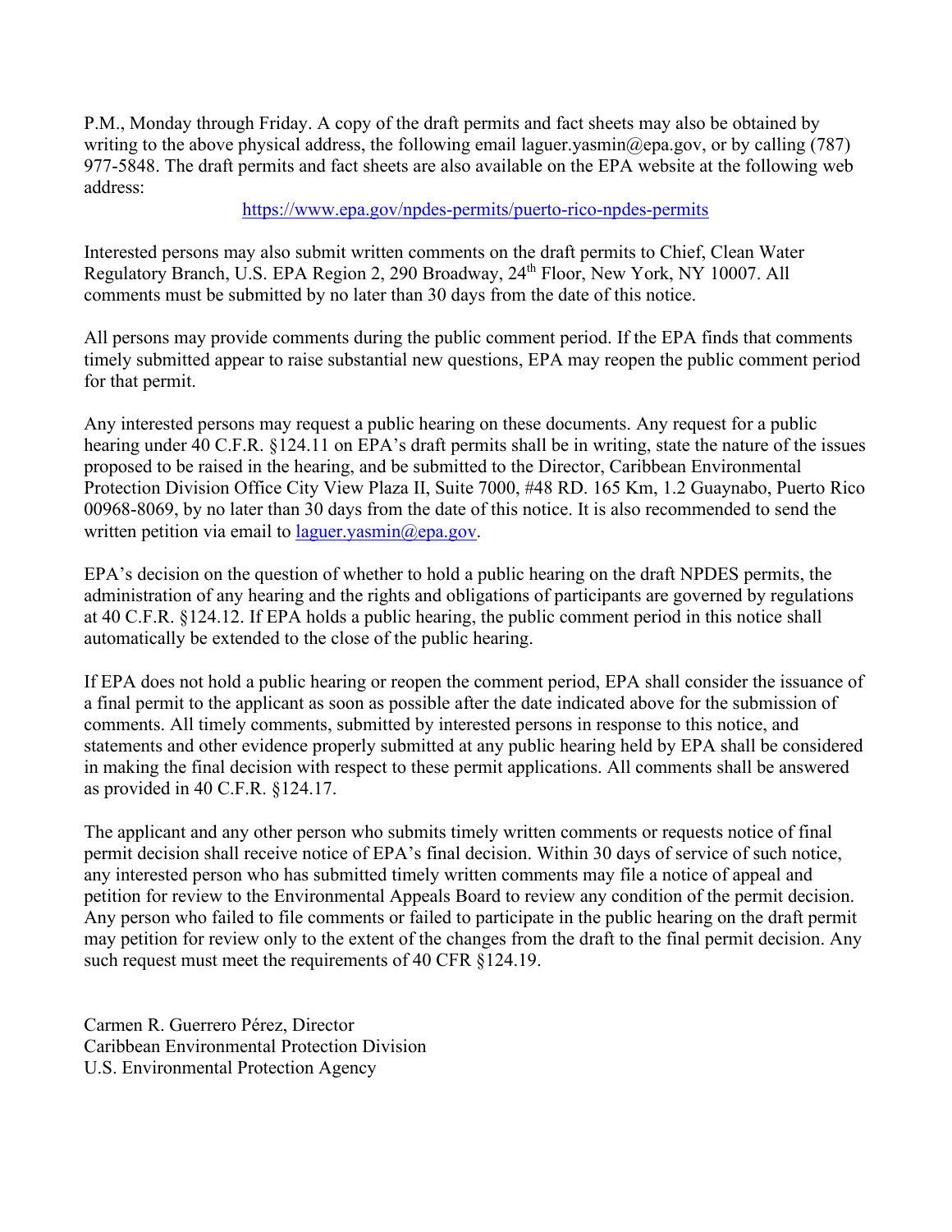P.M., Monday through Friday. A copy of the draft permits and fact sheets may also be obtained by writing to the above physical address, the following email laguer.yasmin@epa.gov, or by calling (787) 977-5848. The draft permits and fact sheets are also available on the EPA website at the following web address:

https://www.epa.gov/npdes-permits/puerto-rico-npdes-permits

Interested persons may also submit written comments on the draft permits to Chief, Clean Water Regulatory Branch, U.S. EPA Region 2, 290 Broadway, 24th Floor, New York, NY 10007. All comments must be submitted by no later than 30 days from the date of this notice.

All persons may provide comments during the public comment period. If the EPA finds that comments timely submitted appear to raise substantial new questions, EPA may reopen the public comment period for that permit.

Any interested persons may request a public hearing on these documents. Any request for a public hearing under 40 C.F.R. §124.11 on EPA's draft permits shall be in writing, state the nature of the issues proposed to be raised in the hearing, and be submitted to the Director, Caribbean Environmental Protection Division Office City View Plaza II, Suite 7000, #48 RD. 165 Km, 1.2 Guaynabo, Puerto Rico 00968-8069, by no later than 30 days from the date of this notice. It is also recommended to send the written petition via email to laguer.yasmin@epa.gov.

EPA's decision on the question of whether to hold a public hearing on the draft NPDES permits, the administration of any hearing and the rights and obligations of participants are governed by regulations at 40 C.F.R. §124.12. If EPA holds a public hearing, the public comment period in this notice shall automatically be extended to the close of the public hearing.

If EPA does not hold a public hearing or reopen the comment period, EPA shall consider the issuance of a final permit to the applicant as soon as possible after the date indicated above for the submission of comments. All timely comments, submitted by interested persons in response to this notice, and statements and other evidence properly submitted at any public hearing held by EPA shall be considered in making the final decision with respect to these permit applications. All comments shall be answered as provided in 40 C.F.R. §124.17.

The applicant and any other person who submits timely written comments or requests notice of final permit decision shall receive notice of EPA's final decision. Within 30 days of service of such notice, any interested person who has submitted timely written comments may file a notice of appeal and petition for review to the Environmental Appeals Board to review any condition of the permit decision. Any person who failed to file comments or failed to participate in the public hearing on the draft permit may petition for review only to the extent of the changes from the draft to the final permit decision. Any such request must meet the requirements of 40 CFR §124.19.

Carmen R. Guerrero Pérez, Director
Caribbean Environmental Protection Division
U.S. Environmental Protection Agency